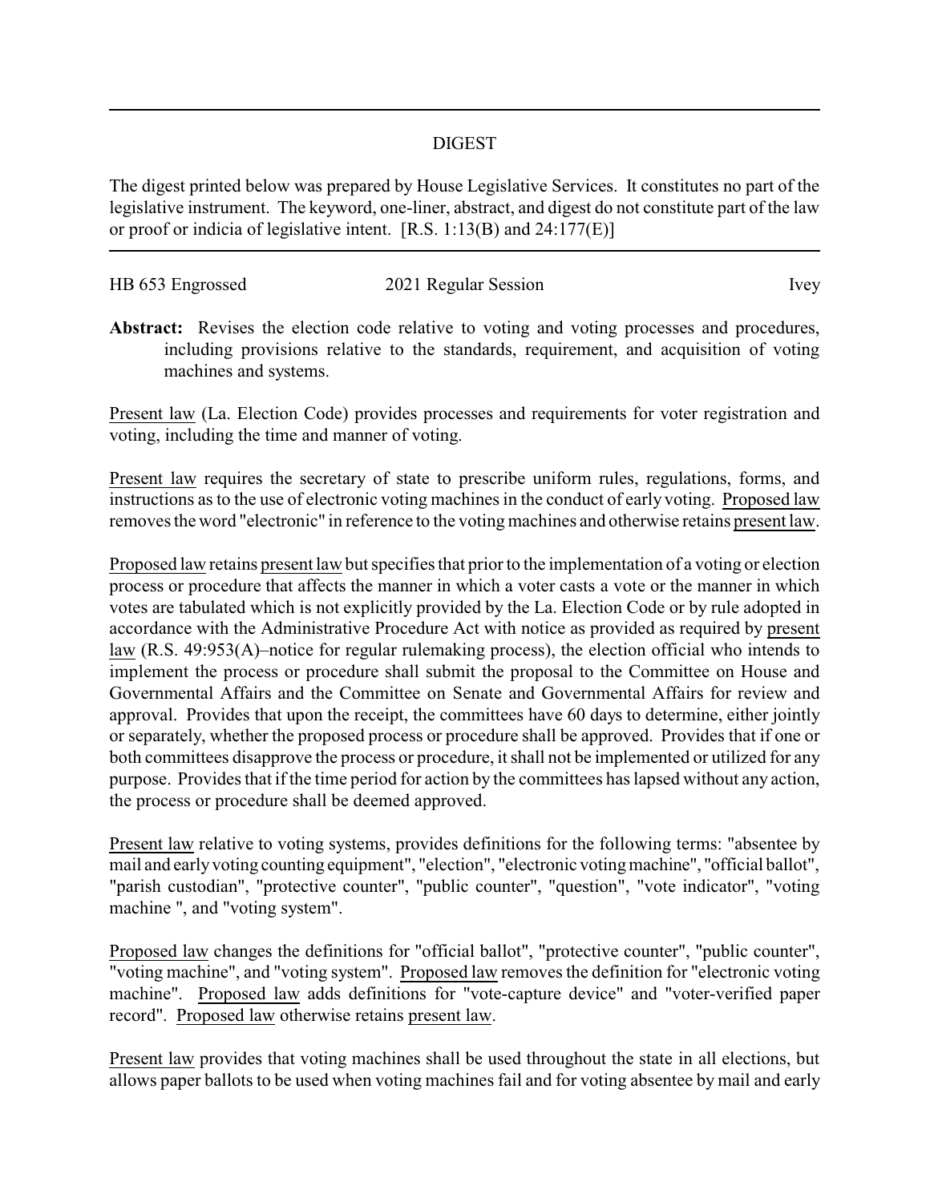# DIGEST

The digest printed below was prepared by House Legislative Services. It constitutes no part of the legislative instrument. The keyword, one-liner, abstract, and digest do not constitute part of the law or proof or indicia of legislative intent. [R.S. 1:13(B) and 24:177(E)]

HB 653 Engrossed 2021 Regular Session Ivey

**Abstract:** Revises the election code relative to voting and voting processes and procedures, including provisions relative to the standards, requirement, and acquisition of voting machines and systems.

Present law (La. Election Code) provides processes and requirements for voter registration and voting, including the time and manner of voting.

Present law requires the secretary of state to prescribe uniform rules, regulations, forms, and instructions as to the use of electronic voting machines in the conduct of early voting. Proposed law removes the word "electronic" in reference to the voting machines and otherwise retains present law.

Proposed law retains present law but specifies that prior to the implementation of a voting or election process or procedure that affects the manner in which a voter casts a vote or the manner in which votes are tabulated which is not explicitly provided by the La. Election Code or by rule adopted in accordance with the Administrative Procedure Act with notice as provided as required by present law (R.S. 49:953(A)–notice for regular rulemaking process), the election official who intends to implement the process or procedure shall submit the proposal to the Committee on House and Governmental Affairs and the Committee on Senate and Governmental Affairs for review and approval. Provides that upon the receipt, the committees have 60 days to determine, either jointly or separately, whether the proposed process or procedure shall be approved. Provides that if one or both committees disapprove the process or procedure, it shall not be implemented or utilized for any purpose. Provides that if the time period for action by the committees has lapsed without any action, the process or procedure shall be deemed approved.

Present law relative to voting systems, provides definitions for the following terms: "absentee by mail and early voting counting equipment", "election", "electronic voting machine", "official ballot", "parish custodian", "protective counter", "public counter", "question", "vote indicator", "voting machine ", and "voting system".

Proposed law changes the definitions for "official ballot", "protective counter", "public counter", "voting machine", and "voting system". Proposed law removes the definition for "electronic voting machine". Proposed law adds definitions for "vote-capture device" and "voter-verified paper record". Proposed law otherwise retains present law.

Present law provides that voting machines shall be used throughout the state in all elections, but allows paper ballots to be used when voting machines fail and for voting absentee by mail and early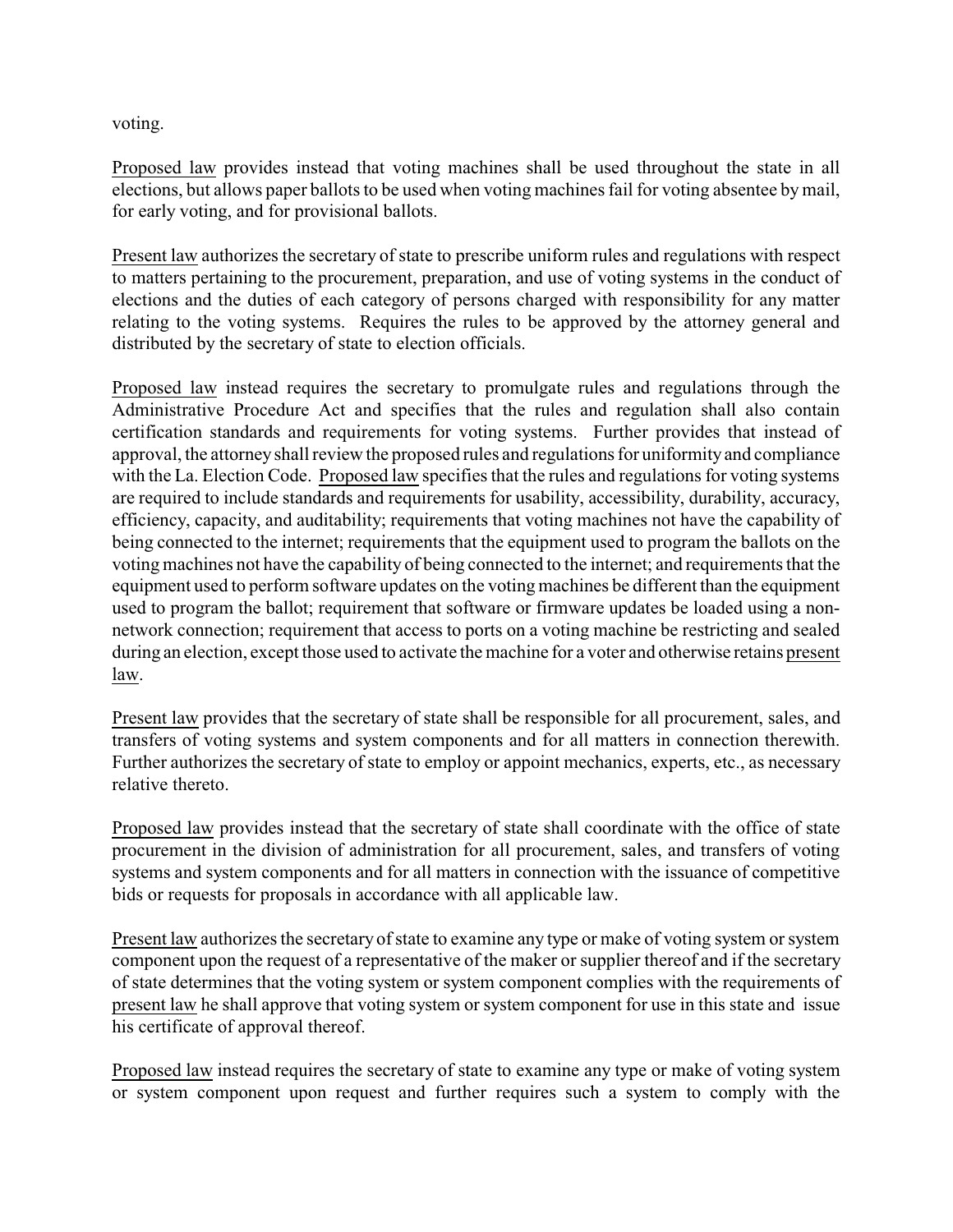voting.

Proposed law provides instead that voting machines shall be used throughout the state in all elections, but allows paper ballots to be used when voting machines fail for voting absentee by mail, for early voting, and for provisional ballots.

Present law authorizes the secretary of state to prescribe uniform rules and regulations with respect to matters pertaining to the procurement, preparation, and use of voting systems in the conduct of elections and the duties of each category of persons charged with responsibility for any matter relating to the voting systems. Requires the rules to be approved by the attorney general and distributed by the secretary of state to election officials.

Proposed law instead requires the secretary to promulgate rules and regulations through the Administrative Procedure Act and specifies that the rules and regulation shall also contain certification standards and requirements for voting systems. Further provides that instead of approval, the attorney shall review the proposed rules and regulations for uniformity and compliance with the La. Election Code. Proposed law specifies that the rules and regulations for voting systems are required to include standards and requirements for usability, accessibility, durability, accuracy, efficiency, capacity, and auditability; requirements that voting machines not have the capability of being connected to the internet; requirements that the equipment used to program the ballots on the voting machines not have the capability of being connected to the internet; and requirements that the equipment used to perform software updates on the voting machines be different than the equipment used to program the ballot; requirement that software or firmware updates be loaded using a non-network connection; requirement that access to ports on a voting machine be restricting and sealed during an election, except those used to activate the machine for a voter and otherwise retains present law.

Present law provides that the secretary of state shall be responsible for all procurement, sales, and transfers of voting systems and system components and for all matters in connection therewith. Further authorizes the secretary of state to employ or appoint mechanics, experts, etc., as necessary relative thereto.

Proposed law provides instead that the secretary of state shall coordinate with the office of state procurement in the division of administration for all procurement, sales, and transfers of voting systems and system components and for all matters in connection with the issuance of competitive bids or requests for proposals in accordance with all applicable law.

Present law authorizes the secretary of state to examine any type or make of voting system or system component upon the request of a representative of the maker or supplier thereof and if the secretary of state determines that the voting system or system component complies with the requirements of present law he shall approve that voting system or system component for use in this state and issue his certificate of approval thereof.

Proposed law instead requires the secretary of state to examine any type or make of voting system or system component upon request and further requires such a system to comply with the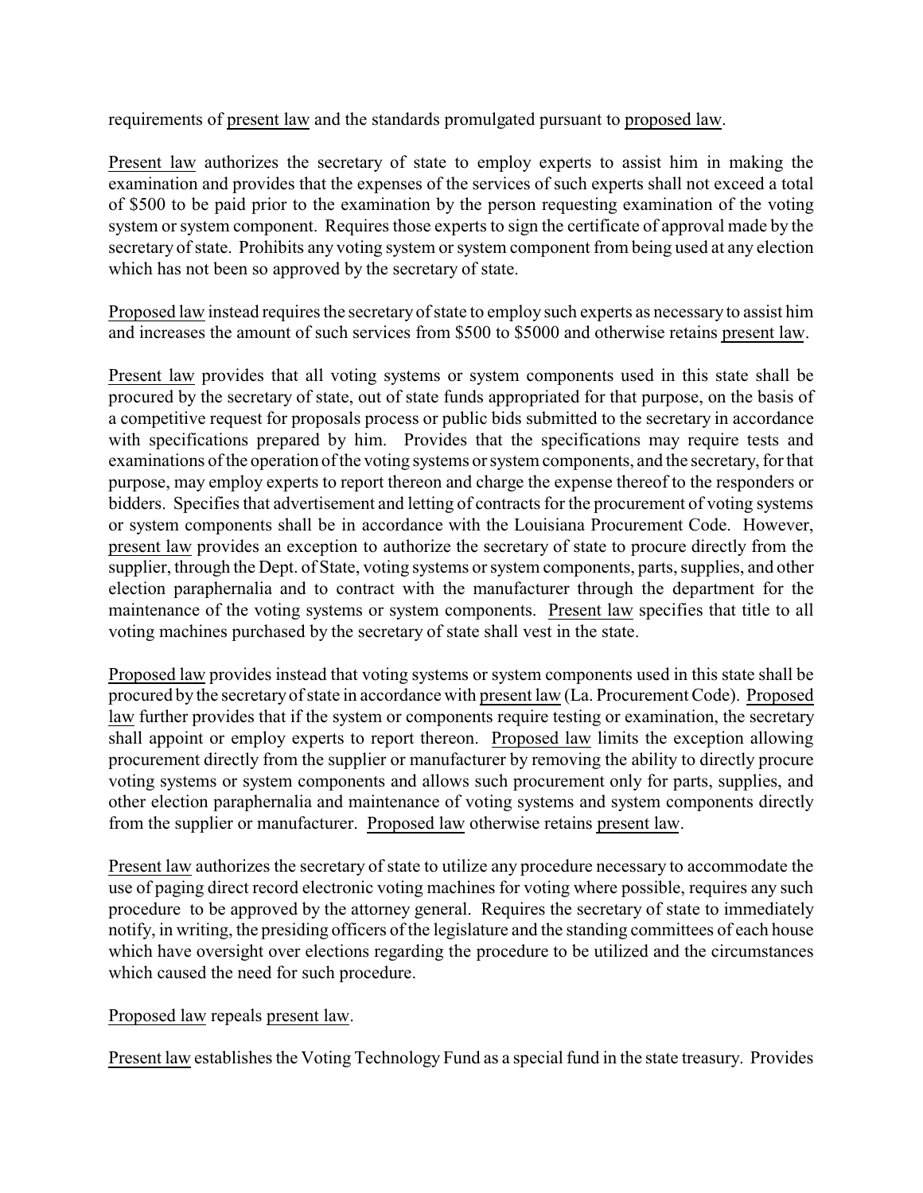requirements of present law and the standards promulgated pursuant to proposed law.

Present law authorizes the secretary of state to employ experts to assist him in making the examination and provides that the expenses of the services of such experts shall not exceed a total of $500 to be paid prior to the examination by the person requesting examination of the voting system or system component. Requires those experts to sign the certificate of approval made by the secretary of state. Prohibits any voting system or system component from being used at any election which has not been so approved by the secretary of state.

Proposed law instead requires the secretary of state to employ such experts as necessary to assist him and increases the amount of such services from $500 to $5000 and otherwise retains present law.

Present law provides that all voting systems or system components used in this state shall be procured by the secretary of state, out of state funds appropriated for that purpose, on the basis of a competitive request for proposals process or public bids submitted to the secretary in accordance with specifications prepared by him. Provides that the specifications may require tests and examinations of the operation of the voting systems or system components, and the secretary, for that purpose, may employ experts to report thereon and charge the expense thereof to the responders or bidders. Specifies that advertisement and letting of contracts for the procurement of voting systems or system components shall be in accordance with the Louisiana Procurement Code. However, present law provides an exception to authorize the secretary of state to procure directly from the supplier, through the Dept. of State, voting systems or system components, parts, supplies, and other election paraphernalia and to contract with the manufacturer through the department for the maintenance of the voting systems or system components. Present law specifies that title to all voting machines purchased by the secretary of state shall vest in the state.

Proposed law provides instead that voting systems or system components used in this state shall be procured by the secretary of state in accordance with present law (La. Procurement Code). Proposed law further provides that if the system or components require testing or examination, the secretary shall appoint or employ experts to report thereon. Proposed law limits the exception allowing procurement directly from the supplier or manufacturer by removing the ability to directly procure voting systems or system components and allows such procurement only for parts, supplies, and other election paraphernalia and maintenance of voting systems and system components directly from the supplier or manufacturer. Proposed law otherwise retains present law.

Present law authorizes the secretary of state to utilize any procedure necessary to accommodate the use of paging direct record electronic voting machines for voting where possible, requires any such procedure to be approved by the attorney general. Requires the secretary of state to immediately notify, in writing, the presiding officers of the legislature and the standing committees of each house which have oversight over elections regarding the procedure to be utilized and the circumstances which caused the need for such procedure.

Proposed law repeals present law.

Present law establishes the Voting Technology Fund as a special fund in the state treasury. Provides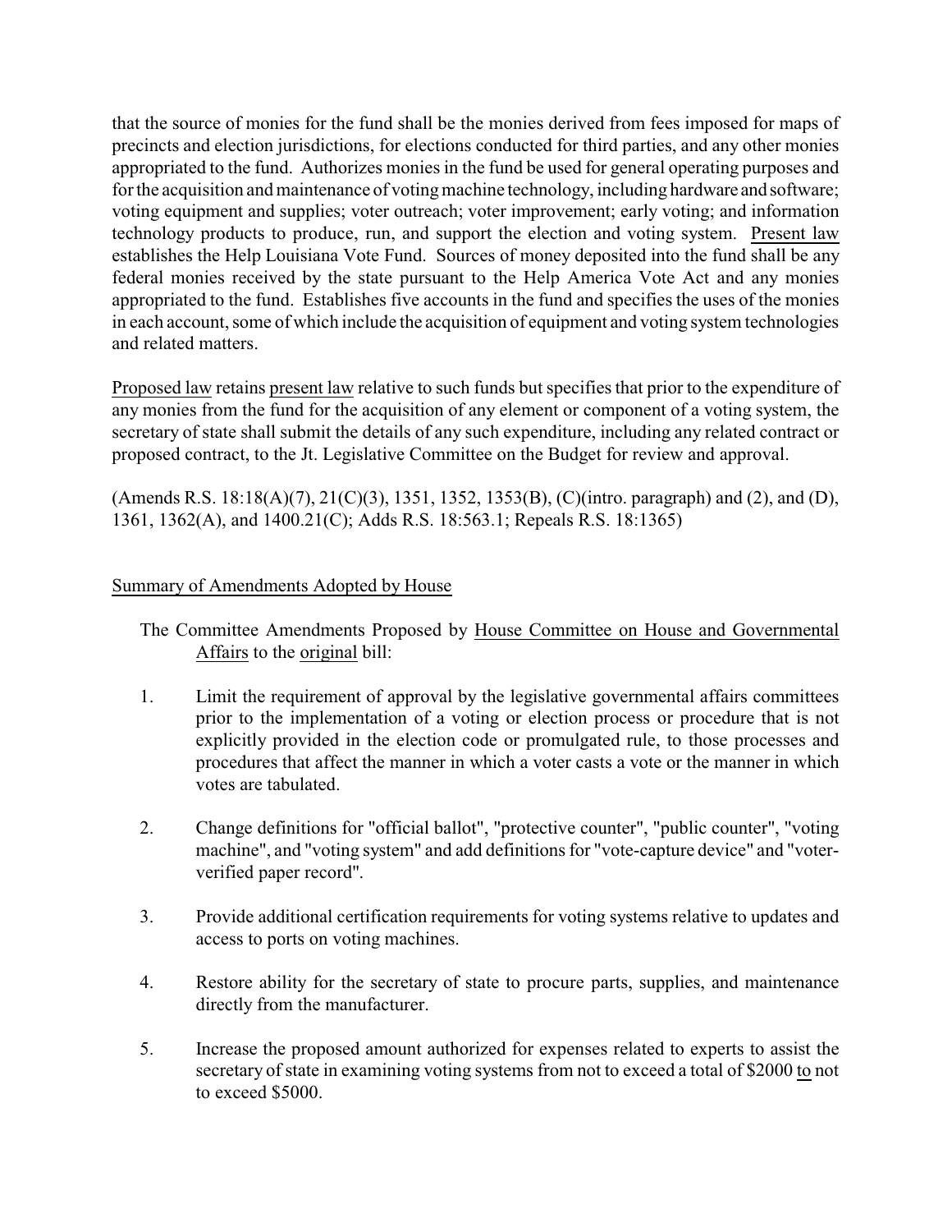that the source of monies for the fund shall be the monies derived from fees imposed for maps of precincts and election jurisdictions, for elections conducted for third parties, and any other monies appropriated to the fund. Authorizes monies in the fund be used for general operating purposes and for the acquisition and maintenance of voting machine technology, including hardware and software; voting equipment and supplies; voter outreach; voter improvement; early voting; and information technology products to produce, run, and support the election and voting system. Present law establishes the Help Louisiana Vote Fund. Sources of money deposited into the fund shall be any federal monies received by the state pursuant to the Help America Vote Act and any monies appropriated to the fund. Establishes five accounts in the fund and specifies the uses of the monies in each account, some of which include the acquisition of equipment and voting system technologies and related matters.

Proposed law retains present law relative to such funds but specifies that prior to the expenditure of any monies from the fund for the acquisition of any element or component of a voting system, the secretary of state shall submit the details of any such expenditure, including any related contract or proposed contract, to the Jt. Legislative Committee on the Budget for review and approval.

(Amends R.S. 18:18(A)(7), 21(C)(3), 1351, 1352, 1353(B), (C)(intro. paragraph) and (2), and (D), 1361, 1362(A), and 1400.21(C); Adds R.S. 18:563.1; Repeals R.S. 18:1365)

Summary of Amendments Adopted by House

The Committee Amendments Proposed by House Committee on House and Governmental Affairs to the original bill:

1. Limit the requirement of approval by the legislative governmental affairs committees prior to the implementation of a voting or election process or procedure that is not explicitly provided in the election code or promulgated rule, to those processes and procedures that affect the manner in which a voter casts a vote or the manner in which votes are tabulated.

2. Change definitions for "official ballot", "protective counter", "public counter", "voting machine", and "voting system" and add definitions for "vote-capture device" and "voter-verified paper record".

3. Provide additional certification requirements for voting systems relative to updates and access to ports on voting machines.

4. Restore ability for the secretary of state to procure parts, supplies, and maintenance directly from the manufacturer.

5. Increase the proposed amount authorized for expenses related to experts to assist the secretary of state in examining voting systems from not to exceed a total of $2000 to not to exceed $5000.